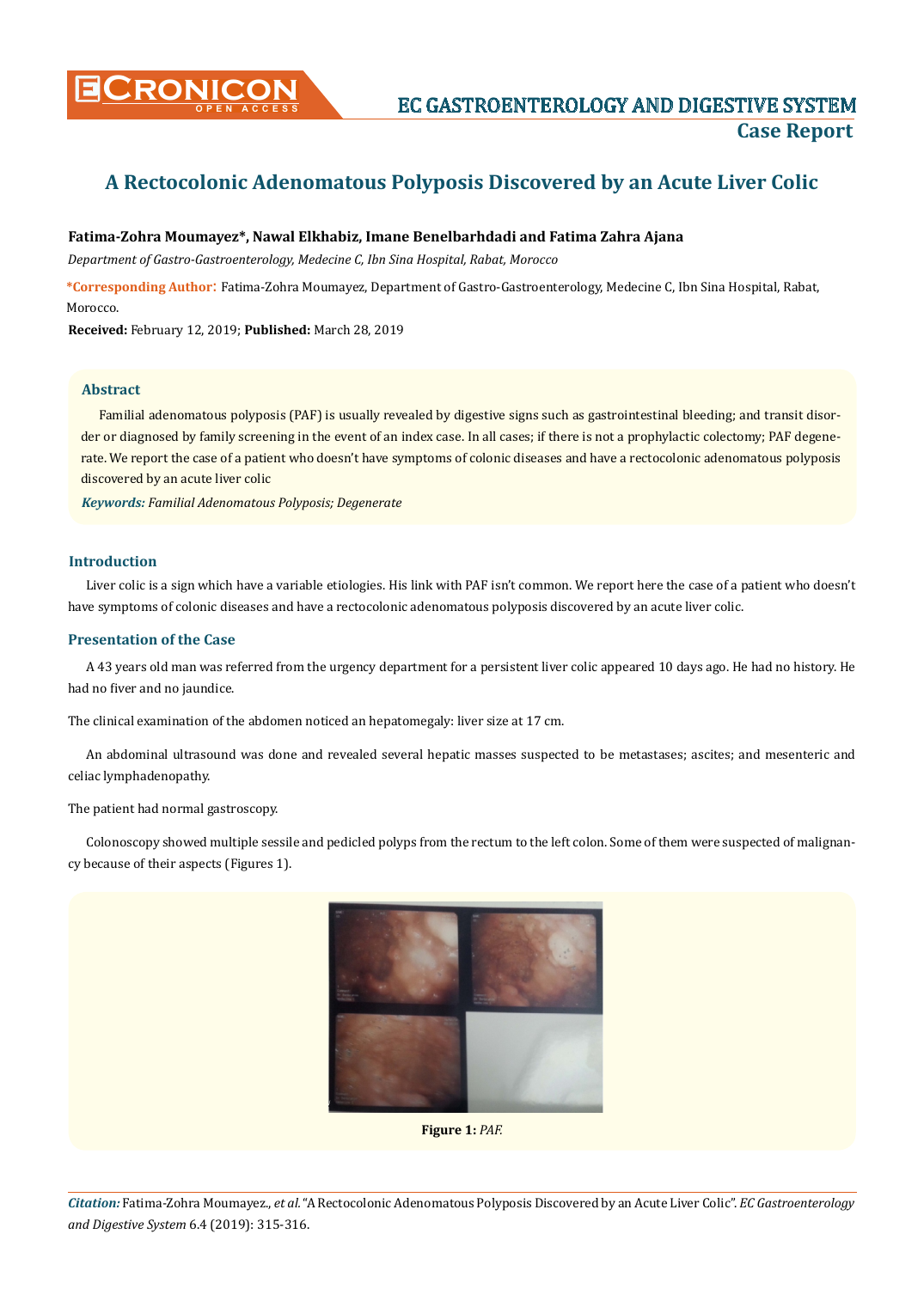# A Rectocolonic Adenomatous Polyposis Discovered by an Acute Liver Colic

**Fatima-Zohra Moumayez*, Nawal Elkhabiz, Imane Benelbarhdadi and Fatima Zahra Ajana**

*Department of Gastro-Gastroenterology, Medecine C, Ibn Sina Hospital, Rabat, Morocco*

***Corresponding Author**: Fatima-Zohra Moumayez, Department of Gastro-Gastroenterology, Medecine C, Ibn Sina Hospital, Rabat, Morocco.

**Received:** February 12, 2019; **Published:** March 28, 2019

## Abstract

Familial adenomatous polyposis (PAF) is usually revealed by digestive signs such as gastrointestinal bleeding; and transit disorder or diagnosed by family screening in the event of an index case. In all cases; if there is not a prophylactic colectomy; PAF degenerate. We report the case of a patient who doesn't have symptoms of colonic diseases and have a rectocolonic adenomatous polyposis discovered by an acute liver colic

***Keywords:*** *Familial Adenomatous Polyposis; Degenerate*

## Introduction

Liver colic is a sign which have a variable etiologies. His link with PAF isn't common. We report here the case of a patient who doesn't have symptoms of colonic diseases and have a rectocolonic adenomatous polyposis discovered by an acute liver colic.

## Presentation of the Case

A 43 years old man was referred from the urgency department for a persistent liver colic appeared 10 days ago. He had no history. He had no fiver and no jaundice.

The clinical examination of the abdomen noticed an hepatomegaly: liver size at 17 cm.

An abdominal ultrasound was done and revealed several hepatic masses suspected to be metastases; ascites; and mesenteric and celiac lymphadenopathy.

The patient had normal gastroscopy.

Colonoscopy showed multiple sessile and pedicled polyps from the rectum to the left colon. Some of them were suspected of malignancy because of their aspects (Figures 1).

**Figure 1:** *PAF.*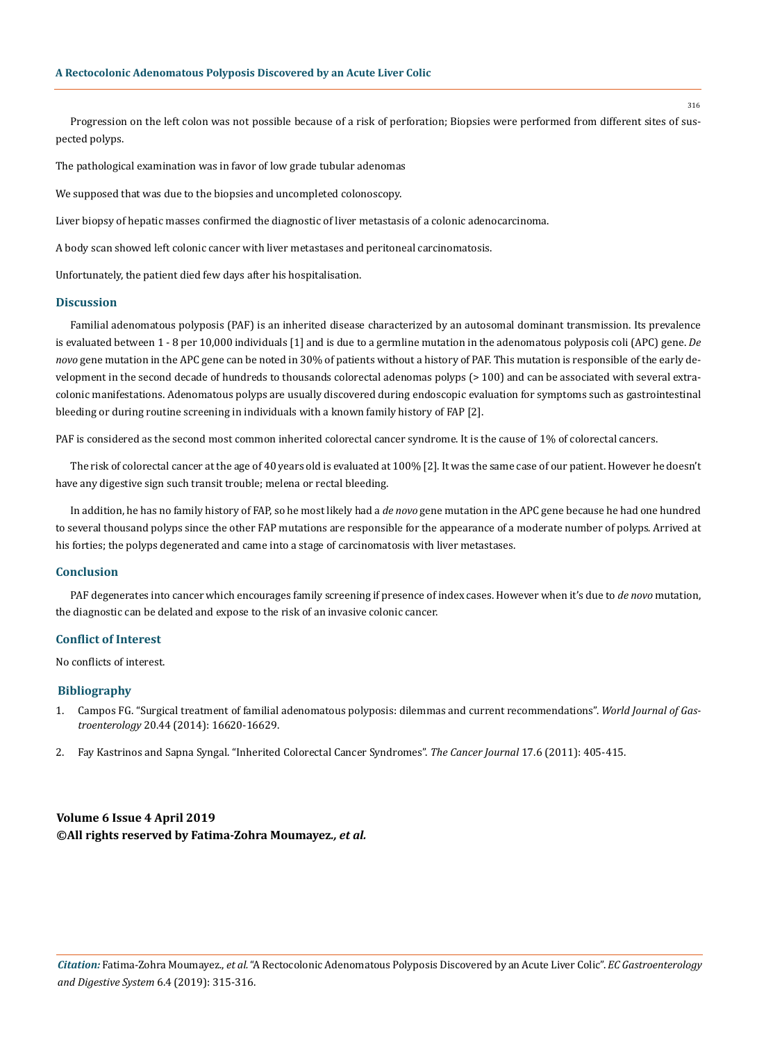Progression on the left colon was not possible because of a risk of perforation; Biopsies were performed from different sites of suspected polyps.

The pathological examination was in favor of low grade tubular adenomas

We supposed that was due to the biopsies and uncompleted colonoscopy.

Liver biopsy of hepatic masses confirmed the diagnostic of liver metastasis of a colonic adenocarcinoma.

A body scan showed left colonic cancer with liver metastases and peritoneal carcinomatosis.

Unfortunately, the patient died few days after his hospitalisation.

## Discussion

Familial adenomatous polyposis (PAF) is an inherited disease characterized by an autosomal dominant transmission. Its prevalence is evaluated between 1 - 8 per 10,000 individuals [1] and is due to a germline mutation in the adenomatous polyposis coli (APC) gene. *De novo* gene mutation in the APC gene can be noted in 30% of patients without a history of PAF. This mutation is responsible of the early development in the second decade of hundreds to thousands colorectal adenomas polyps (> 100) and can be associated with several extracolonic manifestations. Adenomatous polyps are usually discovered during endoscopic evaluation for symptoms such as gastrointestinal bleeding or during routine screening in individuals with a known family history of FAP [2].

PAF is considered as the second most common inherited colorectal cancer syndrome. It is the cause of 1% of colorectal cancers.

The risk of colorectal cancer at the age of 40 years old is evaluated at 100% [2]. It was the same case of our patient. However he doesn't have any digestive sign such transit trouble; melena or rectal bleeding.

In addition, he has no family history of FAP, so he most likely had a *de novo* gene mutation in the APC gene because he had one hundred to several thousand polyps since the other FAP mutations are responsible for the appearance of a moderate number of polyps. Arrived at his forties; the polyps degenerated and came into a stage of carcinomatosis with liver metastases.

## Conclusion

PAF degenerates into cancer which encourages family screening if presence of index cases. However when it's due to *de novo* mutation, the diagnostic can be delated and expose to the risk of an invasive colonic cancer.

## Conflict of Interest

No conflicts of interest.

## Bibliography

1. Campos FG. "Surgical treatment of familial adenomatous polyposis: dilemmas and current recommendations". *World Journal of Gastroenterology* 20.44 (2014): 16620-16629.
2. Fay Kastrinos and Sapna Syngal. "Inherited Colorectal Cancer Syndromes". *The Cancer Journal* 17.6 (2011): 405-415.

**Volume 6 Issue 4 April 2019**
**©All rights reserved by Fatima-Zohra Moumayez., *et al.***